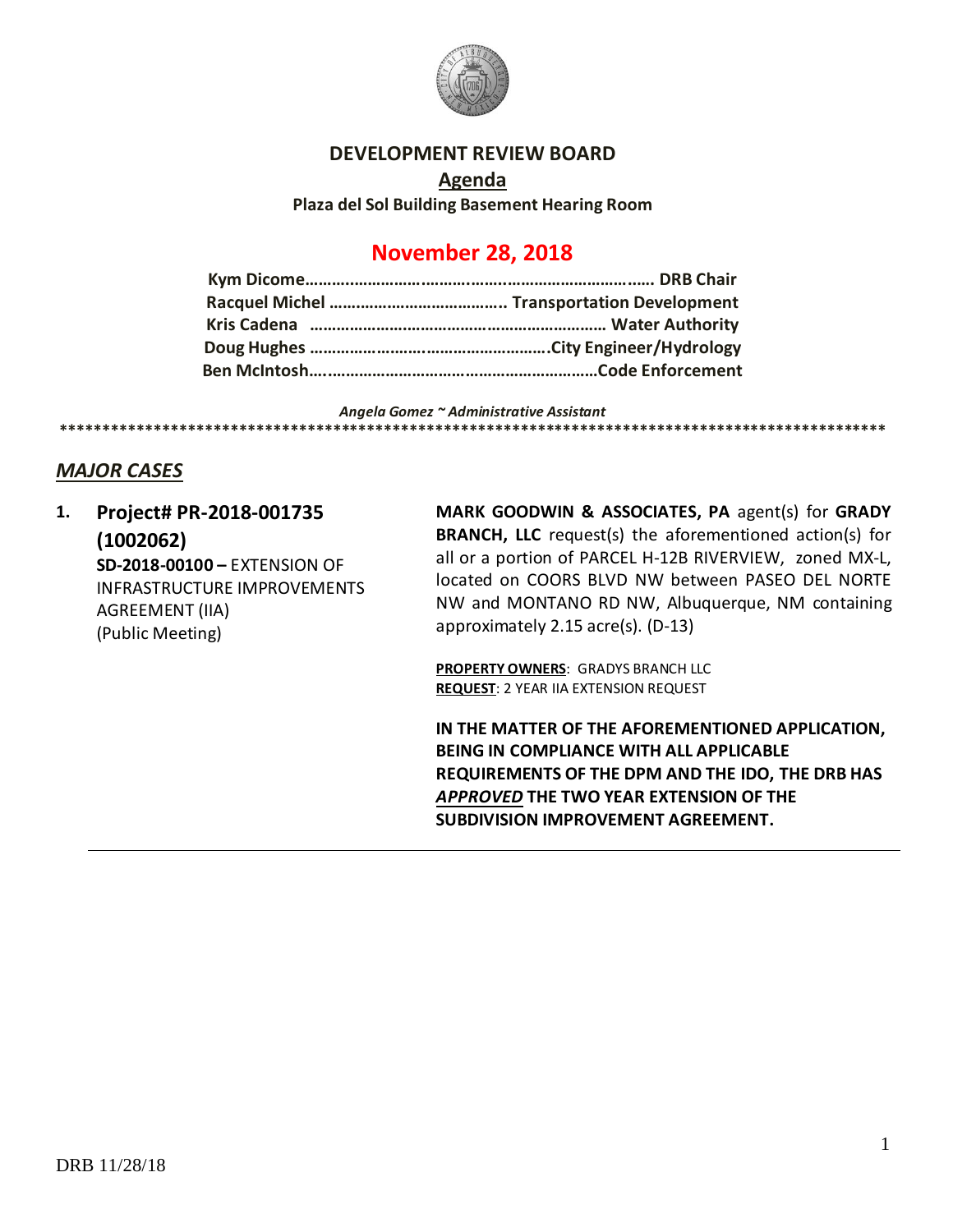# DEVELOPMENT REVIEW BOARD

## Agenda

**Plaza del Sol Building Basement Hearing Room**

## November 28, 2018

**Kym Dicome………………………………………………………………… DRB Chair**
**Racquel Michel ………………………………….. Transportation Development**
**Kris Cadena …………………………………………………………… Water Authority**
**Doug Hughes ……………………………………………….City Engineer/Hydrology**
**Ben McIntosh…………………………………………………………Code Enforcement**

***Angela Gomez ~ Administrative Assistant***

**********************************************************************************************

## *MAJOR CASES*

1. **Project# PR-2018-001735 (1002062)**
   **SD-2018-00100 –** EXTENSION OF INFRASTRUCTURE IMPROVEMENTS AGREEMENT (IIA)
   (Public Meeting)

   **MARK GOODWIN & ASSOCIATES, PA** agent(s) for **GRADY BRANCH, LLC** request(s) the aforementioned action(s) for all or a portion of PARCEL H-12B RIVERVIEW, zoned MX-L, located on COORS BLVD NW between PASEO DEL NORTE NW and MONTANO RD NW, Albuquerque, NM containing approximately 2.15 acre(s). (D-13)

   **PROPERTY OWNERS**: GRADYS BRANCH LLC
   **REQUEST**: 2 YEAR IIA EXTENSION REQUEST

   **IN THE MATTER OF THE AFOREMENTIONED APPLICATION, BEING IN COMPLIANCE WITH ALL APPLICABLE REQUIREMENTS OF THE DPM AND THE IDO, THE DRB HAS *APPROVED* THE TWO YEAR EXTENSION OF THE SUBDIVISION IMPROVEMENT AGREEMENT.**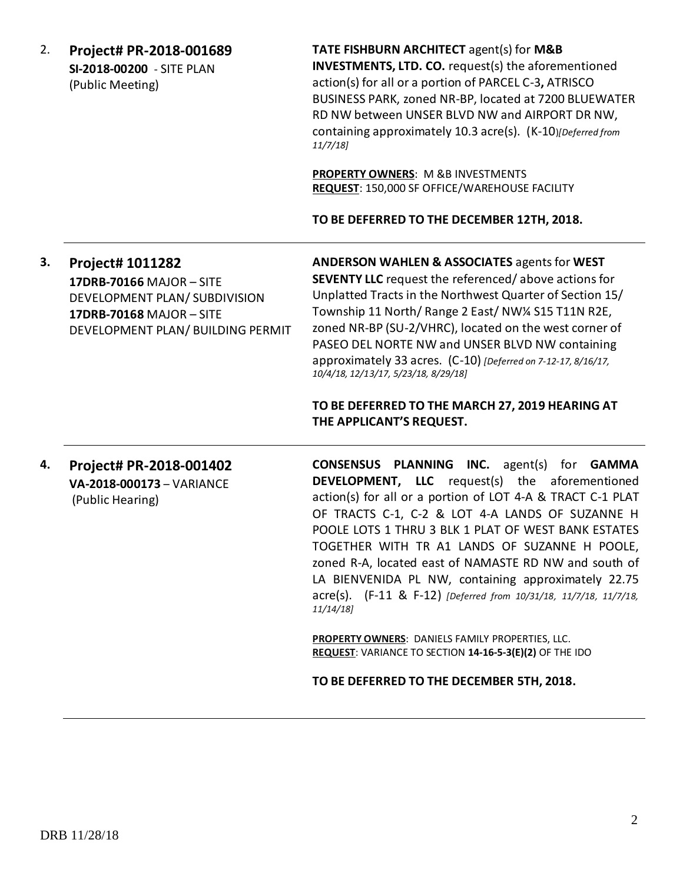2. **Project# PR-2018-001689**
   **SI-2018-00200** - SITE PLAN
   (Public Meeting)

   **TATE FISHBURN ARCHITECT** agent(s) for **M&B INVESTMENTS, LTD. CO.** request(s) the aforementioned action(s) for all or a portion of PARCEL C-3**,** ATRISCO BUSINESS PARK, zoned NR-BP, located at 7200 BLUEWATER RD NW between UNSER BLVD NW and AIRPORT DR NW, containing approximately 10.3 acre(s). (K-10)*[Deferred from 11/7/18]*

   **PROPERTY OWNERS**: M &B INVESTMENTS
   **REQUEST**: 150,000 SF OFFICE/WAREHOUSE FACILITY

   **TO BE DEFERRED TO THE DECEMBER 12TH, 2018.**

---

3. **Project# 1011282**
   **17DRB-70166** MAJOR – SITE DEVELOPMENT PLAN/ SUBDIVISION
   **17DRB-70168** MAJOR – SITE DEVELOPMENT PLAN/ BUILDING PERMIT

   **ANDERSON WAHLEN & ASSOCIATES** agents for **WEST SEVENTY LLC** request the referenced/ above actions for Unplatted Tracts in the Northwest Quarter of Section 15/ Township 11 North/ Range 2 East/ NW¼ S15 T11N R2E, zoned NR-BP (SU-2/VHRC), located on the west corner of PASEO DEL NORTE NW and UNSER BLVD NW containing approximately 33 acres. (C-10) *[Deferred on 7-12-17, 8/16/17, 10/4/18, 12/13/17, 5/23/18, 8/29/18]*

   **TO BE DEFERRED TO THE MARCH 27, 2019 HEARING AT THE APPLICANT'S REQUEST.**

---

4. **Project# PR-2018-001402**
   **VA-2018-000173** – VARIANCE
   (Public Hearing)

   **CONSENSUS PLANNING INC.** agent(s) for **GAMMA DEVELOPMENT, LLC** request(s) the aforementioned action(s) for all or a portion of LOT 4-A & TRACT C-1 PLAT OF TRACTS C-1, C-2 & LOT 4-A LANDS OF SUZANNE H POOLE LOTS 1 THRU 3 BLK 1 PLAT OF WEST BANK ESTATES TOGETHER WITH TR A1 LANDS OF SUZANNE H POOLE, zoned R-A, located east of NAMASTE RD NW and south of LA BIENVENIDA PL NW, containing approximately 22.75 acre(s). (F-11 & F-12) *[Deferred from 10/31/18, 11/7/18, 11/7/18, 11/14/18]*

   **PROPERTY OWNERS**: DANIELS FAMILY PROPERTIES, LLC.
   **REQUEST**: VARIANCE TO SECTION **14-16-5-3(E)(2)** OF THE IDO

   **TO BE DEFERRED TO THE DECEMBER 5TH, 2018.**

---

DRB 11/28/18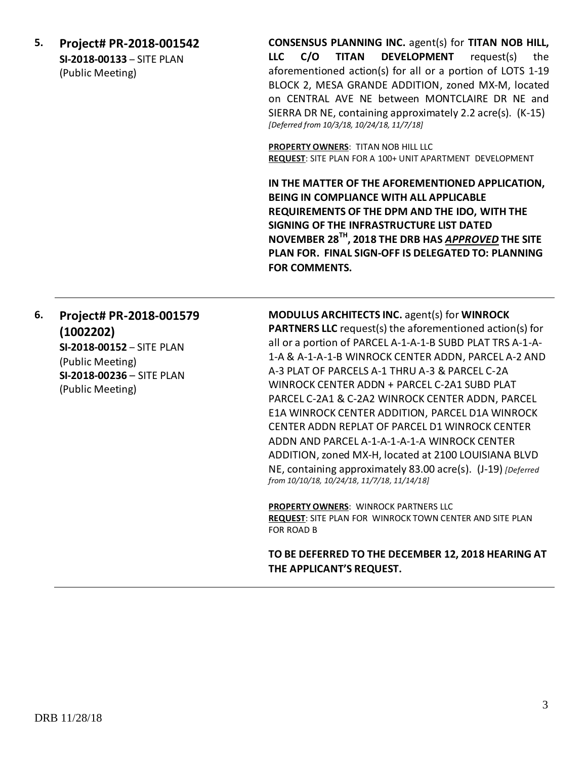**5. Project# PR-2018-001542**
**SI-2018-00133** – SITE PLAN
(Public Meeting)

**CONSENSUS PLANNING INC.** agent(s) for **TITAN NOB HILL, LLC C/O TITAN DEVELOPMENT** request(s) the aforementioned action(s) for all or a portion of LOTS 1-19 BLOCK 2, MESA GRANDE ADDITION, zoned MX-M, located on CENTRAL AVE NE between MONTCLAIRE DR NE and SIERRA DR NE, containing approximately 2.2 acre(s). (K-15) *[Deferred from 10/3/18, 10/24/18, 11/7/18]*

**PROPERTY OWNERS**: TITAN NOB HILL LLC
**REQUEST**: SITE PLAN FOR A 100+ UNIT APARTMENT DEVELOPMENT

**IN THE MATTER OF THE AFOREMENTIONED APPLICATION, BEING IN COMPLIANCE WITH ALL APPLICABLE REQUIREMENTS OF THE DPM AND THE IDO, WITH THE SIGNING OF THE INFRASTRUCTURE LIST DATED NOVEMBER 28TH, 2018 THE DRB HAS *APPROVED* THE SITE PLAN FOR. FINAL SIGN-OFF IS DELEGATED TO: PLANNING FOR COMMENTS.**

---

**6. Project# PR-2018-001579 (1002202)**
**SI-2018-00152** – SITE PLAN
(Public Meeting)
**SI-2018-00236** – SITE PLAN
(Public Meeting)

**MODULUS ARCHITECTS INC.** agent(s) for **WINROCK PARTNERS LLC** request(s) the aforementioned action(s) for all or a portion of PARCEL A-1-A-1-B SUBD PLAT TRS A-1-A-1-A & A-1-A-1-B WINROCK CENTER ADDN, PARCEL A-2 AND A-3 PLAT OF PARCELS A-1 THRU A-3 & PARCEL C-2A WINROCK CENTER ADDN + PARCEL C-2A1 SUBD PLAT PARCEL C-2A1 & C-2A2 WINROCK CENTER ADDN, PARCEL E1A WINROCK CENTER ADDITION, PARCEL D1A WINROCK CENTER ADDN REPLAT OF PARCEL D1 WINROCK CENTER ADDN AND PARCEL A-1-A-1-A-1-A WINROCK CENTER ADDITION, zoned MX-H, located at 2100 LOUISIANA BLVD NE, containing approximately 83.00 acre(s). (J-19) *[Deferred from 10/10/18, 10/24/18, 11/7/18, 11/14/18]*

**PROPERTY OWNERS**: WINROCK PARTNERS LLC
**REQUEST**: SITE PLAN FOR WINROCK TOWN CENTER AND SITE PLAN FOR ROAD B

**TO BE DEFERRED TO THE DECEMBER 12, 2018 HEARING AT THE APPLICANT'S REQUEST.**

---

DRB 11/28/18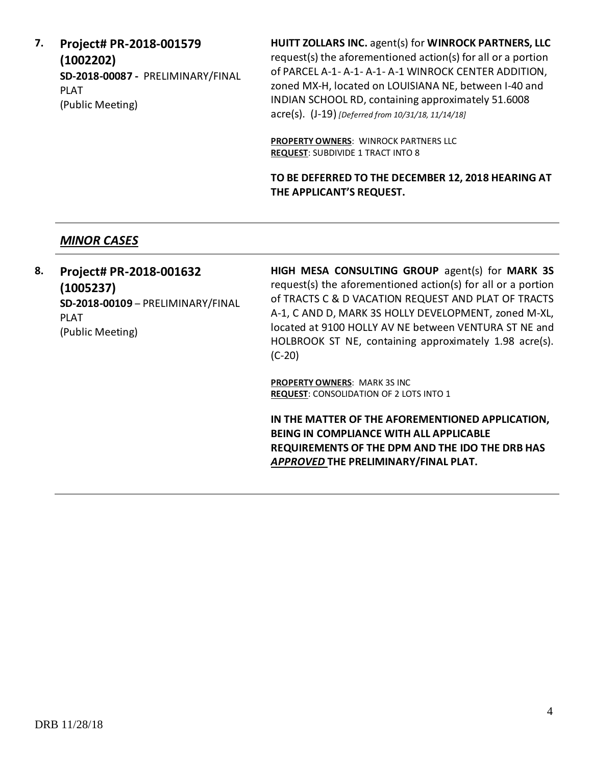**7. Project# PR-2018-001579 (1002202)**
**SD-2018-00087 -** PRELIMINARY/FINAL PLAT
(Public Meeting)

**HUITT ZOLLARS INC.** agent(s) for **WINROCK PARTNERS, LLC** request(s) the aforementioned action(s) for all or a portion of PARCEL A-1- A-1- A-1- A-1 WINROCK CENTER ADDITION, zoned MX-H, located on LOUISIANA NE, between I-40 and INDIAN SCHOOL RD, containing approximately 51.6008 acre(s). (J-19) *[Deferred from 10/31/18, 11/14/18]*

**PROPERTY OWNERS**: WINROCK PARTNERS LLC
**REQUEST**: SUBDIVIDE 1 TRACT INTO 8

**TO BE DEFERRED TO THE DECEMBER 12, 2018 HEARING AT THE APPLICANT'S REQUEST.**

---

## *MINOR CASES*

---

**8. Project# PR-2018-001632 (1005237)**
**SD-2018-00109** – PRELIMINARY/FINAL PLAT
(Public Meeting)

**HIGH MESA CONSULTING GROUP** agent(s) for **MARK 3S** request(s) the aforementioned action(s) for all or a portion of TRACTS C & D VACATION REQUEST AND PLAT OF TRACTS A-1, C AND D, MARK 3S HOLLY DEVELOPMENT, zoned M-XL, located at 9100 HOLLY AV NE between VENTURA ST NE and HOLBROOK ST NE, containing approximately 1.98 acre(s). (C-20)

**PROPERTY OWNERS**: MARK 3S INC
**REQUEST**: CONSOLIDATION OF 2 LOTS INTO 1

**IN THE MATTER OF THE AFOREMENTIONED APPLICATION, BEING IN COMPLIANCE WITH ALL APPLICABLE REQUIREMENTS OF THE DPM AND THE IDO THE DRB HAS *APPROVED* THE PRELIMINARY/FINAL PLAT.**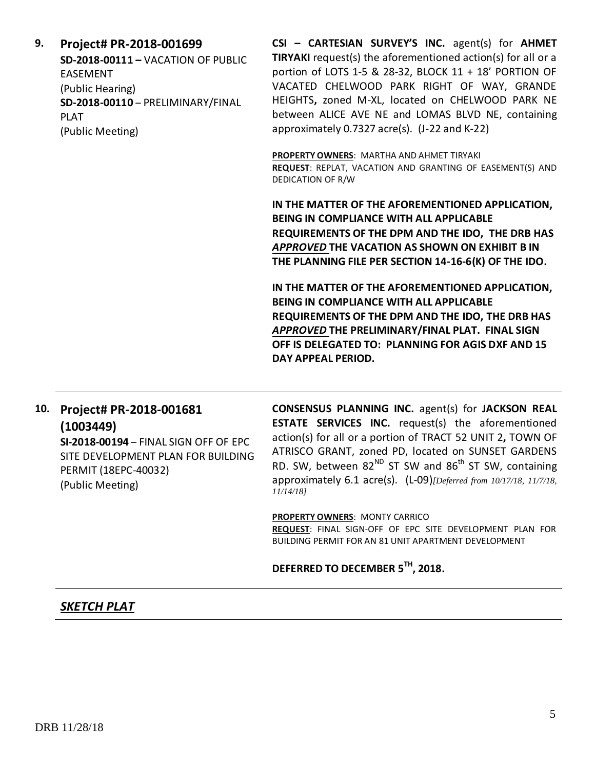**9. Project# PR-2018-001699**
**SD-2018-00111 –** VACATION OF PUBLIC EASEMENT
(Public Hearing)
**SD-2018-00110** – PRELIMINARY/FINAL PLAT
(Public Meeting)

**CSI – CARTESIAN SURVEY'S INC.** agent(s) for **AHMET TIRYAKI** request(s) the aforementioned action(s) for all or a portion of LOTS 1-5 & 28-32, BLOCK 11 + 18' PORTION OF VACATED CHELWOOD PARK RIGHT OF WAY, GRANDE HEIGHTS**,** zoned M-XL, located on CHELWOOD PARK NE between ALICE AVE NE and LOMAS BLVD NE, containing approximately 0.7327 acre(s). (J-22 and K-22)

**PROPERTY OWNERS**: MARTHA AND AHMET TIRYAKI
**REQUEST**: REPLAT, VACATION AND GRANTING OF EASEMENT(S) AND DEDICATION OF R/W

**IN THE MATTER OF THE AFOREMENTIONED APPLICATION, BEING IN COMPLIANCE WITH ALL APPLICABLE REQUIREMENTS OF THE DPM AND THE IDO, THE DRB HAS *APPROVED* THE VACATION AS SHOWN ON EXHIBIT B IN THE PLANNING FILE PER SECTION 14-16-6(K) OF THE IDO.**

**IN THE MATTER OF THE AFOREMENTIONED APPLICATION, BEING IN COMPLIANCE WITH ALL APPLICABLE REQUIREMENTS OF THE DPM AND THE IDO, THE DRB HAS *APPROVED* THE PRELIMINARY/FINAL PLAT. FINAL SIGN OFF IS DELEGATED TO: PLANNING FOR AGIS DXF AND 15 DAY APPEAL PERIOD.**

---

**10. Project# PR-2018-001681 (1003449)**
**SI-2018-00194** – FINAL SIGN OFF OF EPC SITE DEVELOPMENT PLAN FOR BUILDING PERMIT (18EPC-40032)
(Public Meeting)

**CONSENSUS PLANNING INC.** agent(s) for **JACKSON REAL ESTATE SERVICES INC.** request(s) the aforementioned action(s) for all or a portion of TRACT 52 UNIT 2**,** TOWN OF ATRISCO GRANT, zoned PD, located on SUNSET GARDENS RD. SW, between 82ND ST SW and 86th ST SW, containing approximately 6.1 acre(s). (L-09)*[Deferred from 10/17/18, 11/7/18, 11/14/18]*

**PROPERTY OWNERS**: MONTY CARRICO
**REQUEST**: FINAL SIGN-OFF OF EPC SITE DEVELOPMENT PLAN FOR BUILDING PERMIT FOR AN 81 UNIT APARTMENT DEVELOPMENT

**DEFERRED TO DECEMBER 5TH, 2018.**

---

## ***SKETCH PLAT***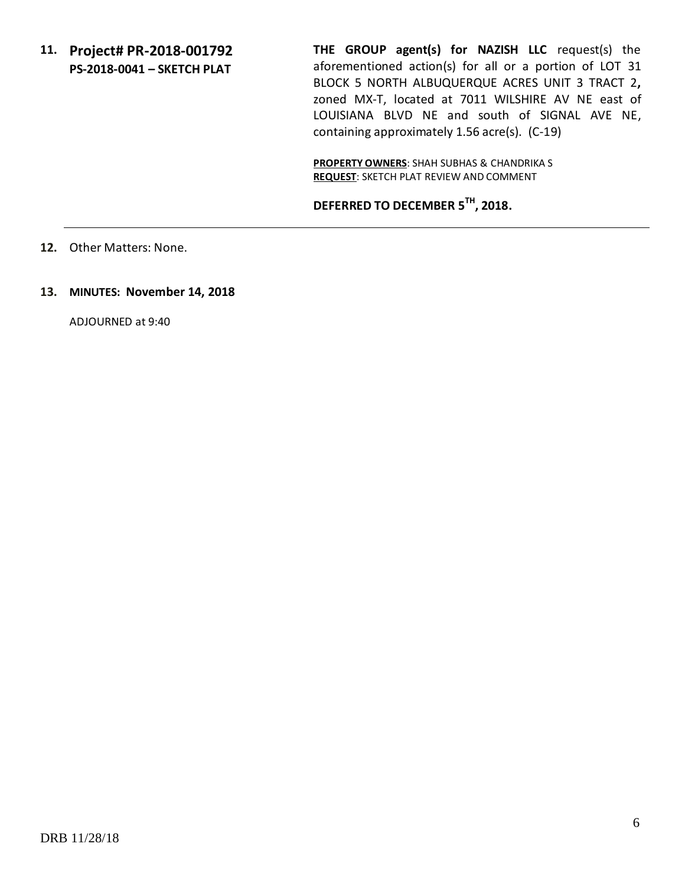**11. Project# PR-2018-001792**
**PS-2018-0041 – SKETCH PLAT**

**THE GROUP agent(s) for NAZISH LLC** request(s) the aforementioned action(s) for all or a portion of LOT 31 BLOCK 5 NORTH ALBUQUERQUE ACRES UNIT 3 TRACT 2**,** zoned MX-T, located at 7011 WILSHIRE AV NE east of LOUISIANA BLVD NE and south of SIGNAL AVE NE, containing approximately 1.56 acre(s). (C-19)

**PROPERTY OWNERS**: SHAH SUBHAS & CHANDRIKA S
**REQUEST**: SKETCH PLAT REVIEW AND COMMENT

**DEFERRED TO DECEMBER 5TH, 2018.**

---

**12.** Other Matters: None.

**13. MINUTES: November 14, 2018**

ADJOURNED at 9:40